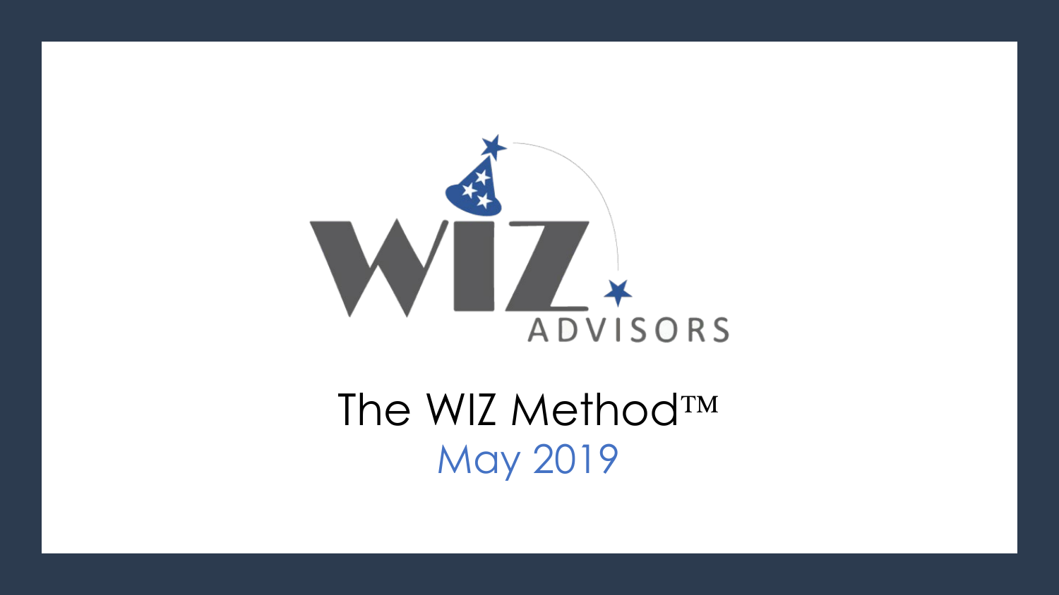WIZ ADVISORS

# The WIZ Method™

May 2019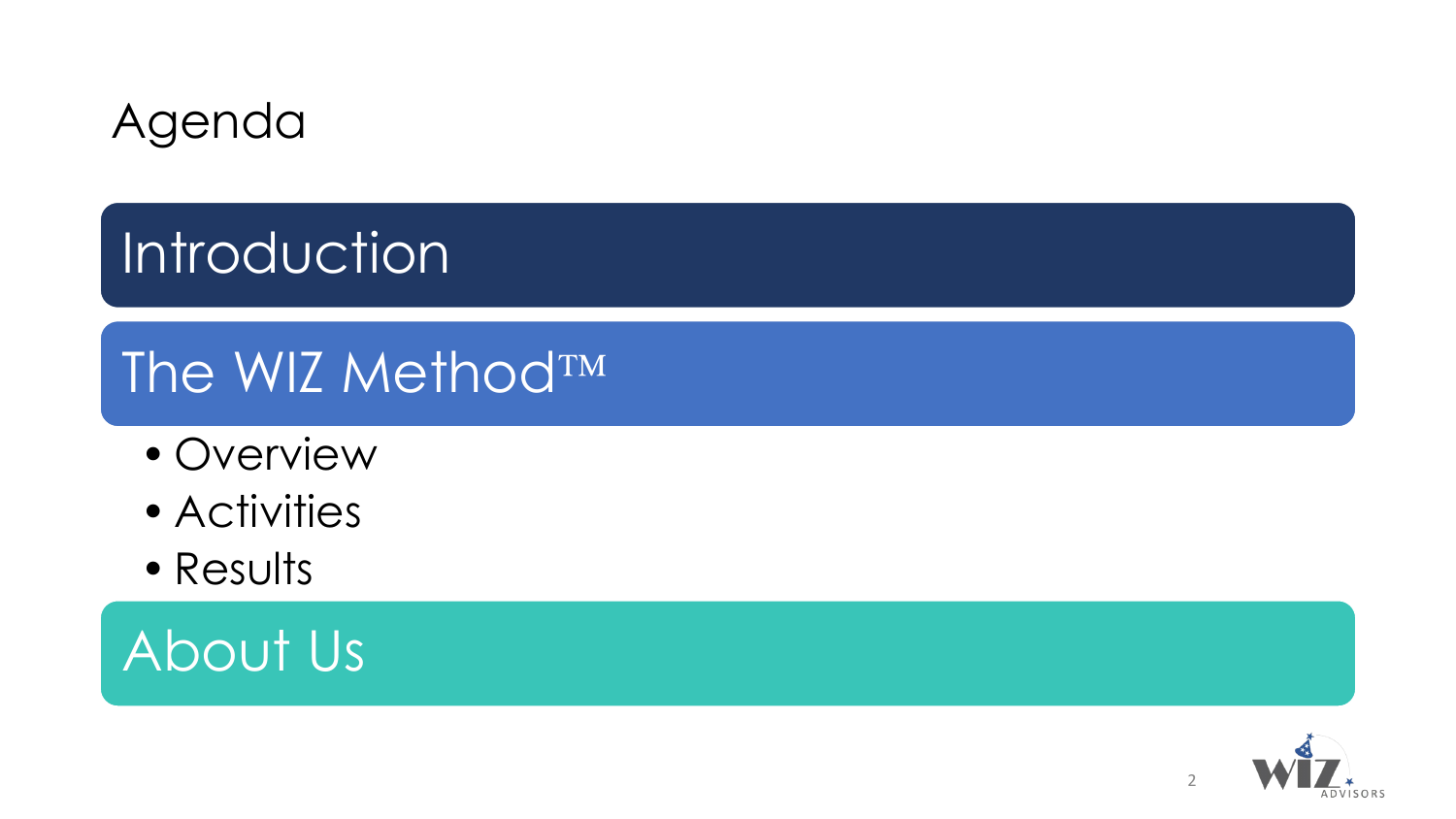# Agenda

## Introduction

## The WIZ Method™

- Overview
- Activities
- Results

## About Us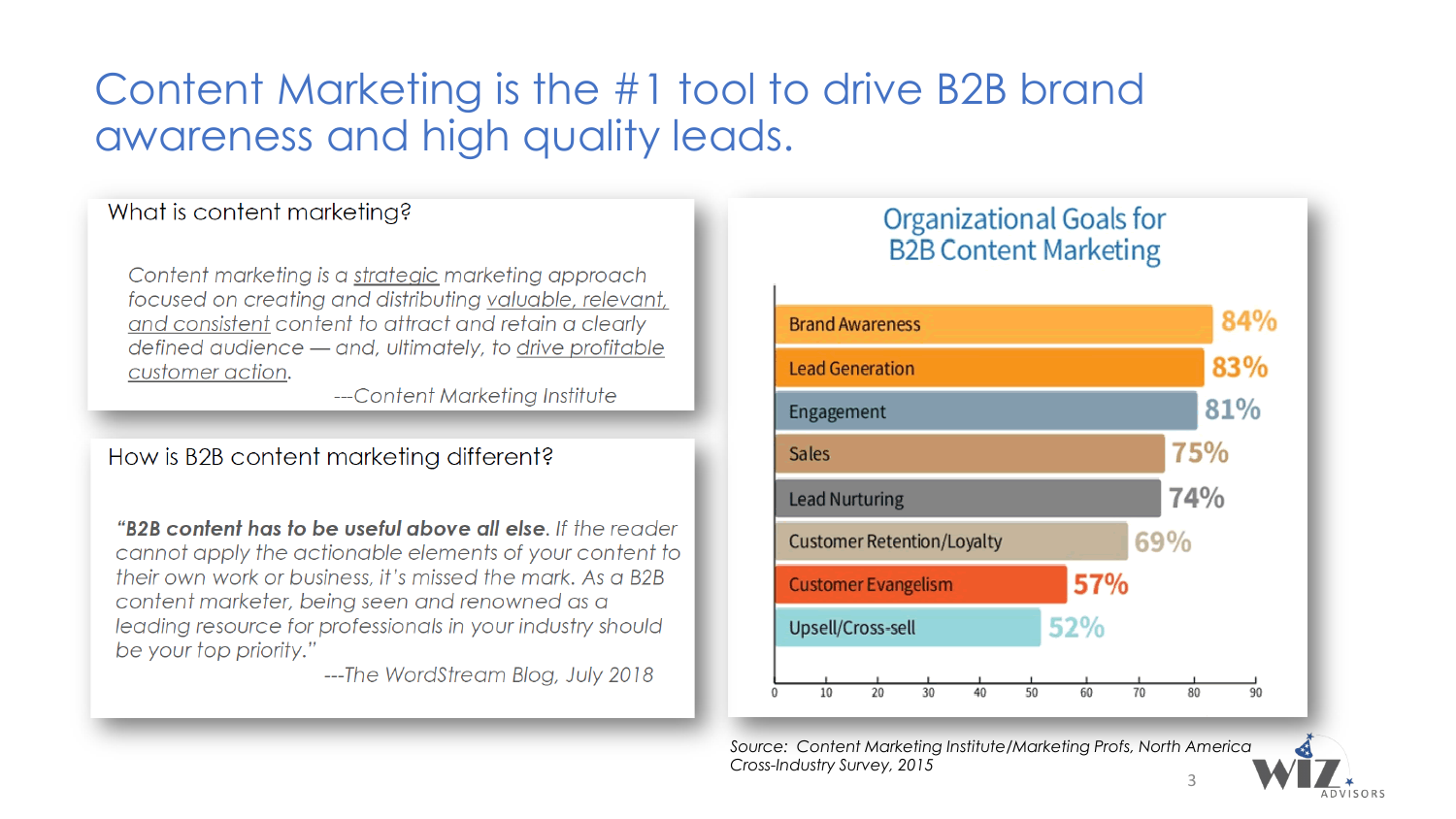# Content Marketing is the #1 tool to drive B2B brand awareness and high quality leads.

## What is content marketing?

*Content marketing is a strategic marketing approach focused on creating and distributing valuable, relevant, and consistent content to attract and retain a clearly defined audience — and, ultimately, to drive profitable customer action.*

*---Content Marketing Institute*

## How is B2B content marketing different?

*“**B2B content has to be useful above all else.** If the reader cannot apply the actionable elements of your content to their own work or business, it’s missed the mark. As a B2B content marketer, being seen and renowned as a leading resource for professionals in your industry should be your top priority.”*

*---The WordStream Blog, July 2018*

## Organizational Goals for B2B Content Marketing

| Goal | % |
|---|---|
| Brand Awareness | 84% |
| Lead Generation | 83% |
| Engagement | 81% |
| Sales | 75% |
| Lead Nurturing | 74% |
| Customer Retention/Loyalty | 69% |
| Customer Evangelism | 57% |
| Upsell/Cross-sell | 52% |

*Source: Content Marketing Institute/Marketing Profs, North America Cross-Industry Survey, 2015*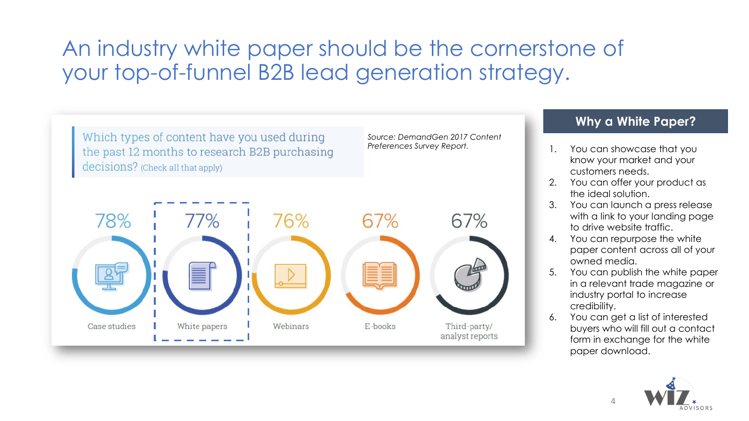# An industry white paper should be the cornerstone of your top-of-funnel B2B lead generation strategy.

Which types of content have you used during the past 12 months to research B2B purchasing decisions? (Check all that apply)

*Source: DemandGen 2017 Content Preferences Survey Report.*

| Content type | Percentage |
|---|---|
| Case studies | 78% |
| White papers | 77% |
| Webinars | 76% |
| E-books | 67% |
| Third-party/ analyst reports | 67% |

## Why a White Paper?

1. You can showcase that you know your market and your customers needs.
2. You can offer your product as the ideal solution.
3. You can launch a press release with a link to your landing page to drive website traffic.
4. You can repurpose the white paper content across all of your owned media.
5. You can publish the white paper in a relevant trade magazine or industry portal to increase credibility.
6. You can get a list of interested buyers who will fill out a contact form in exchange for the white paper download.

WIZ ADVISORS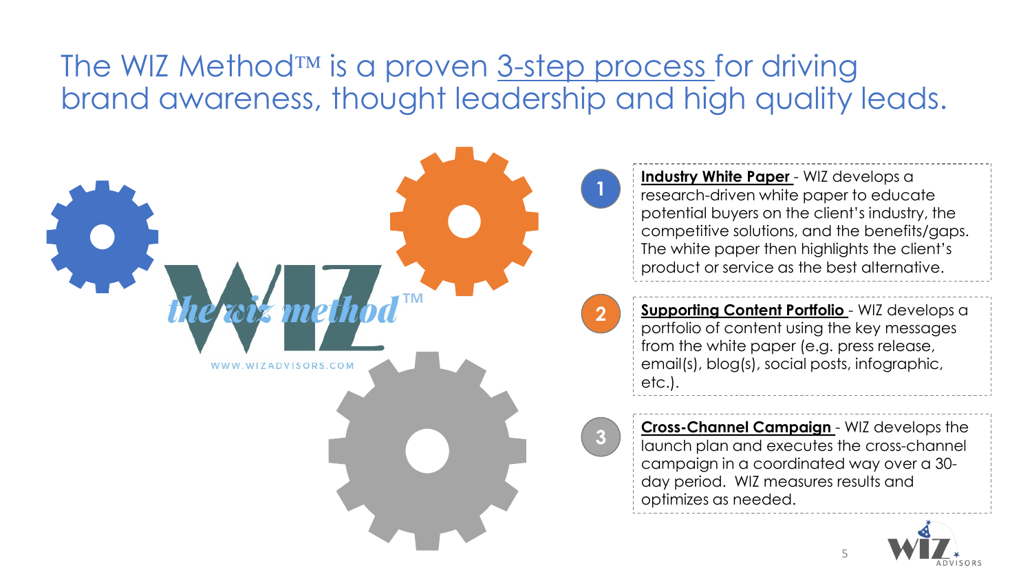# The WIZ Method™ is a proven 3-step process for driving brand awareness, thought leadership and high quality leads.

the wiz method™

WWW.WIZADVISORS.COM

1. **Industry White Paper** - WIZ develops a research-driven white paper to educate potential buyers on the client's industry, the competitive solutions, and the benefits/gaps. The white paper then highlights the client's product or service as the best alternative.

2. **Supporting Content Portfolio** - WIZ develops a portfolio of content using the key messages from the white paper (e.g. press release, email(s), blog(s), social posts, infographic, etc.).

3. **Cross-Channel Campaign** - WIZ develops the launch plan and executes the cross-channel campaign in a coordinated way over a 30-day period. WIZ measures results and optimizes as needed.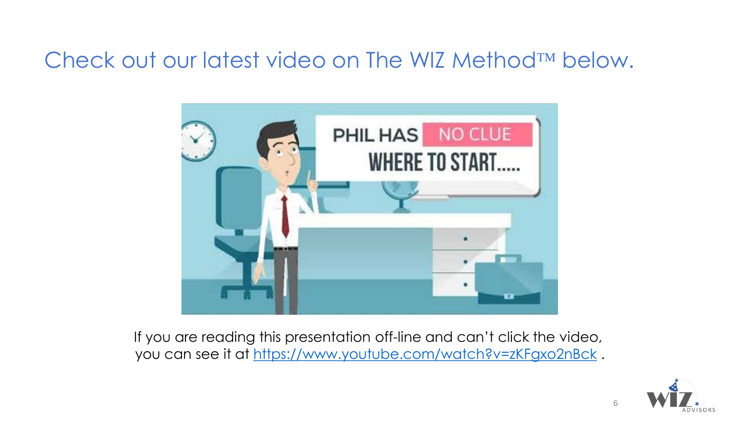# Check out our latest video on The WIZ Method™ below.

If you are reading this presentation off-line and can't click the video, you can see it at https://www.youtube.com/watch?v=zKFgxo2nBck .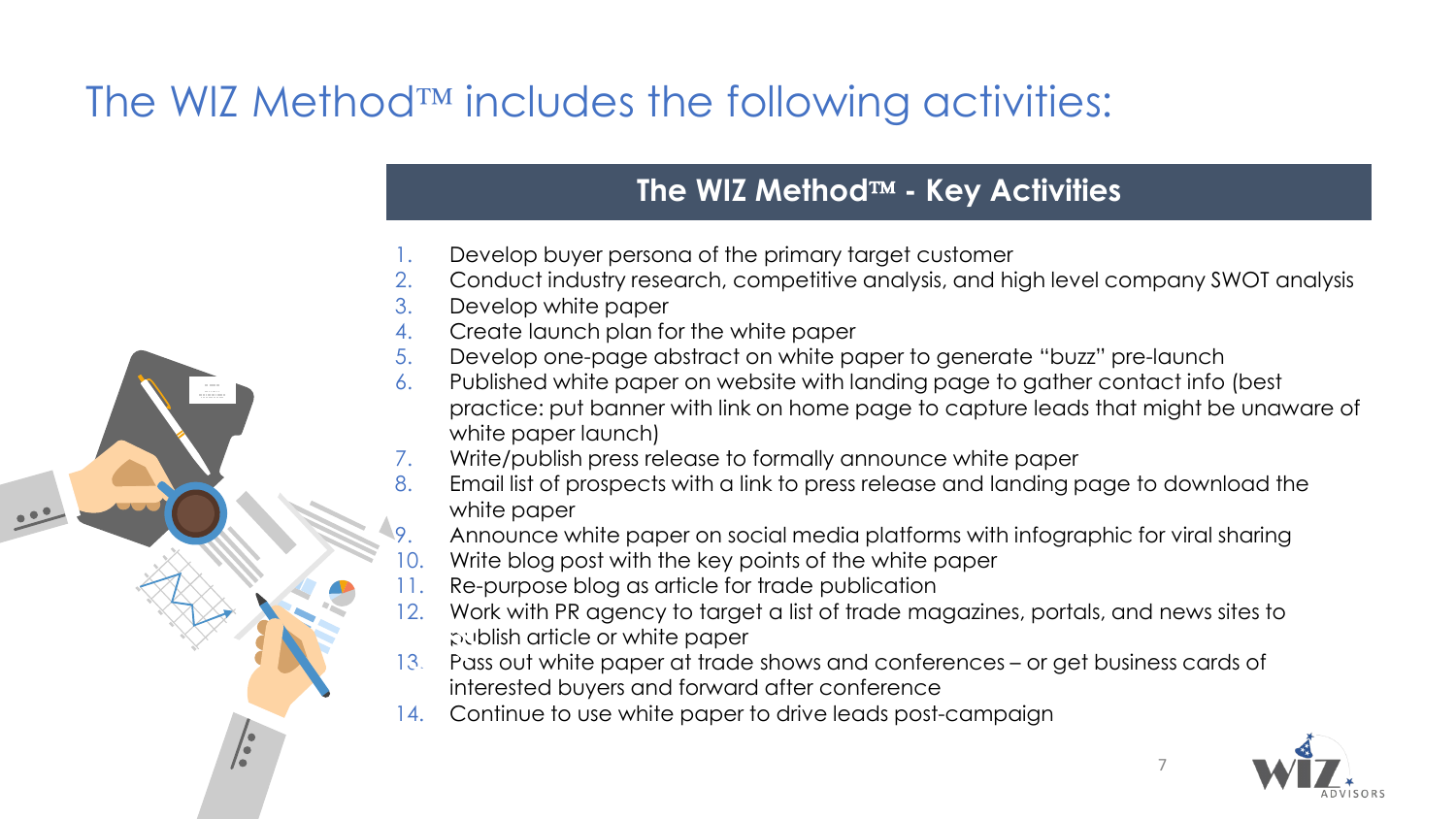# The WIZ Method™ includes the following activities:

## The WIZ Method™ - Key Activities

1. Develop buyer persona of the primary target customer
2. Conduct industry research, competitive analysis, and high level company SWOT analysis
3. Develop white paper
4. Create launch plan for the white paper
5. Develop one-page abstract on white paper to generate "buzz" pre-launch
6. Published white paper on website with landing page to gather contact info (best practice: put banner with link on home page to capture leads that might be unaware of white paper launch)
7. Write/publish press release to formally announce white paper
8. Email list of prospects with a link to press release and landing page to download the white paper
9. Announce white paper on social media platforms with infographic for viral sharing
10. Write blog post with the key points of the white paper
11. Re-purpose blog as article for trade publication
12. Work with PR agency to target a list of trade magazines, portals, and news sites to publish article or white paper
13. Pass out white paper at trade shows and conferences – or get business cards of interested buyers and forward after conference
14. Continue to use white paper to drive leads post-campaign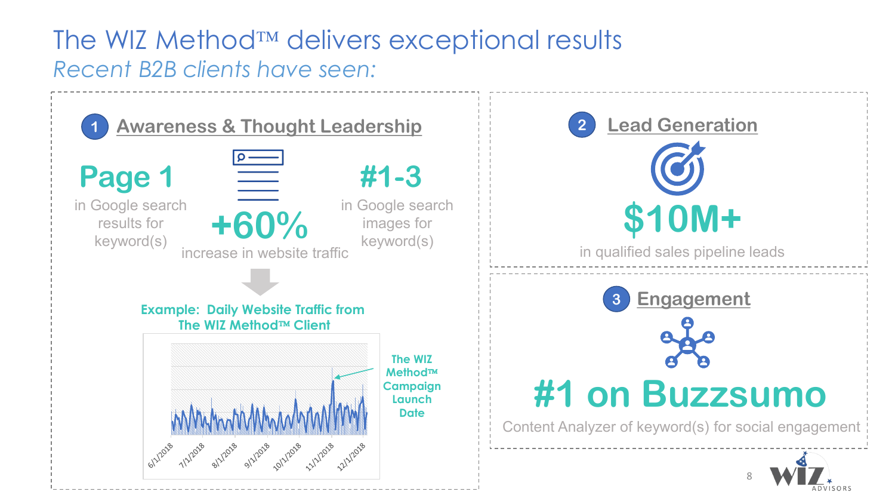# The WIZ Method™ delivers exceptional results

*Recent B2B clients have seen:*

## 1 Awareness & Thought Leadership

**Page 1**
in Google search results for keyword(s)

**+60%**
increase in website traffic

**#1-3**
in Google search images for keyword(s)

**Example: Daily Website Traffic from The WIZ Method™ Client**

The WIZ Method™ Campaign Launch Date

6/1/2018, 7/1/2018, 8/1/2018, 9/1/2018, 10/1/2018, 11/1/2018, 12/1/2018

## 2 Lead Generation

**$10M+**
in qualified sales pipeline leads

## 3 Engagement

**#1 on Buzzsumo**
Content Analyzer of keyword(s) for social engagement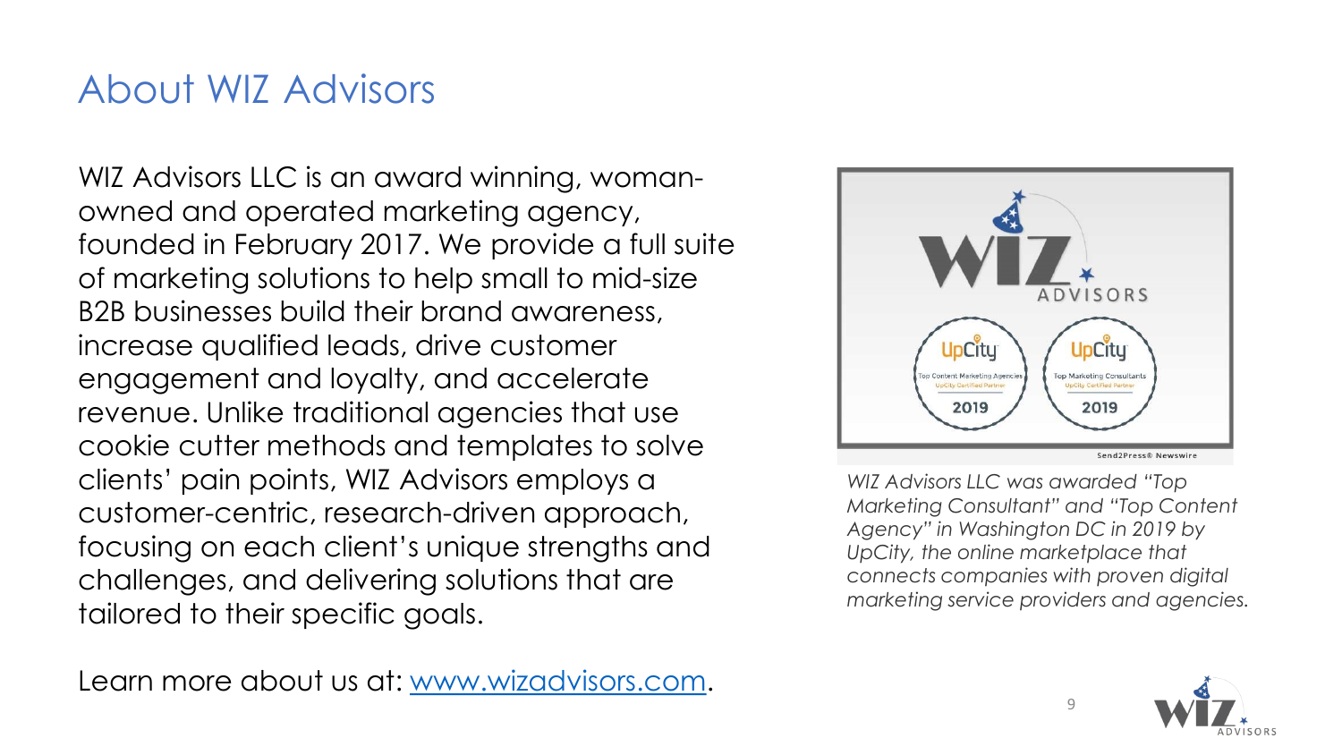# About WIZ Advisors

WIZ Advisors LLC is an award winning, woman-owned and operated marketing agency, founded in February 2017. We provide a full suite of marketing solutions to help small to mid-size B2B businesses build their brand awareness, increase qualified leads, drive customer engagement and loyalty, and accelerate revenue. Unlike traditional agencies that use cookie cutter methods and templates to solve clients' pain points, WIZ Advisors employs a customer-centric, research-driven approach, focusing on each client's unique strengths and challenges, and delivering solutions that are tailored to their specific goals.

Learn more about us at: [www.wizadvisors.com](http://www.wizadvisors.com).

*WIZ Advisors LLC was awarded "Top Marketing Consultant" and "Top Content Agency" in Washington DC in 2019 by UpCity, the online marketplace that connects companies with proven digital marketing service providers and agencies.*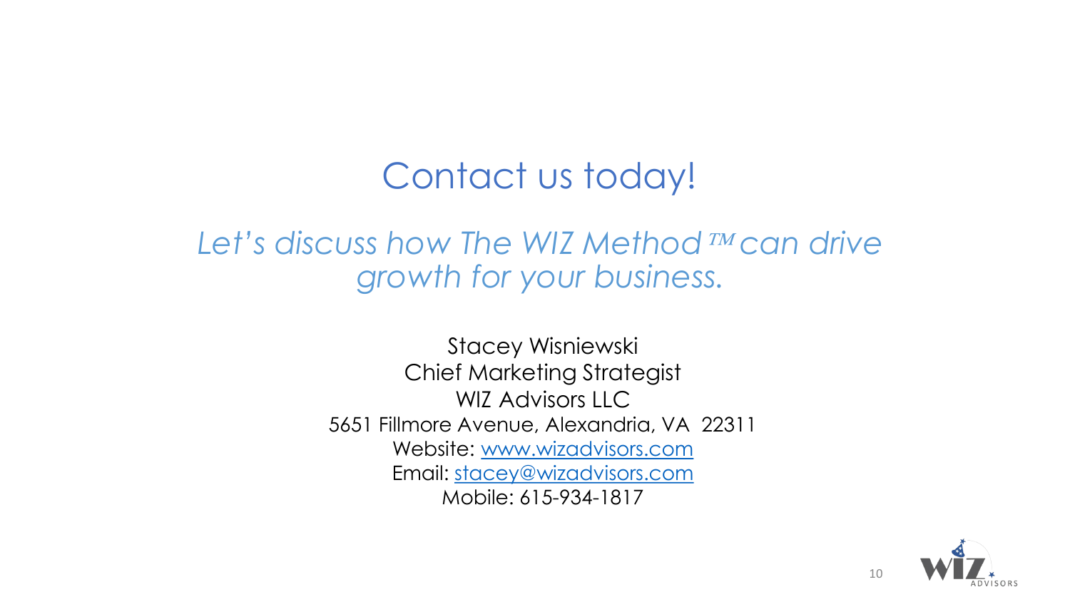# Contact us today!

*Let's discuss how The WIZ Method™ can drive growth for your business.*

Stacey Wisniewski
Chief Marketing Strategist
WIZ Advisors LLC
5651 Fillmore Avenue, Alexandria, VA 22311
Website: [www.wizadvisors.com](http://www.wizadvisors.com)
Email: [stacey@wizadvisors.com](mailto:stacey@wizadvisors.com)
Mobile: 615-934-1817